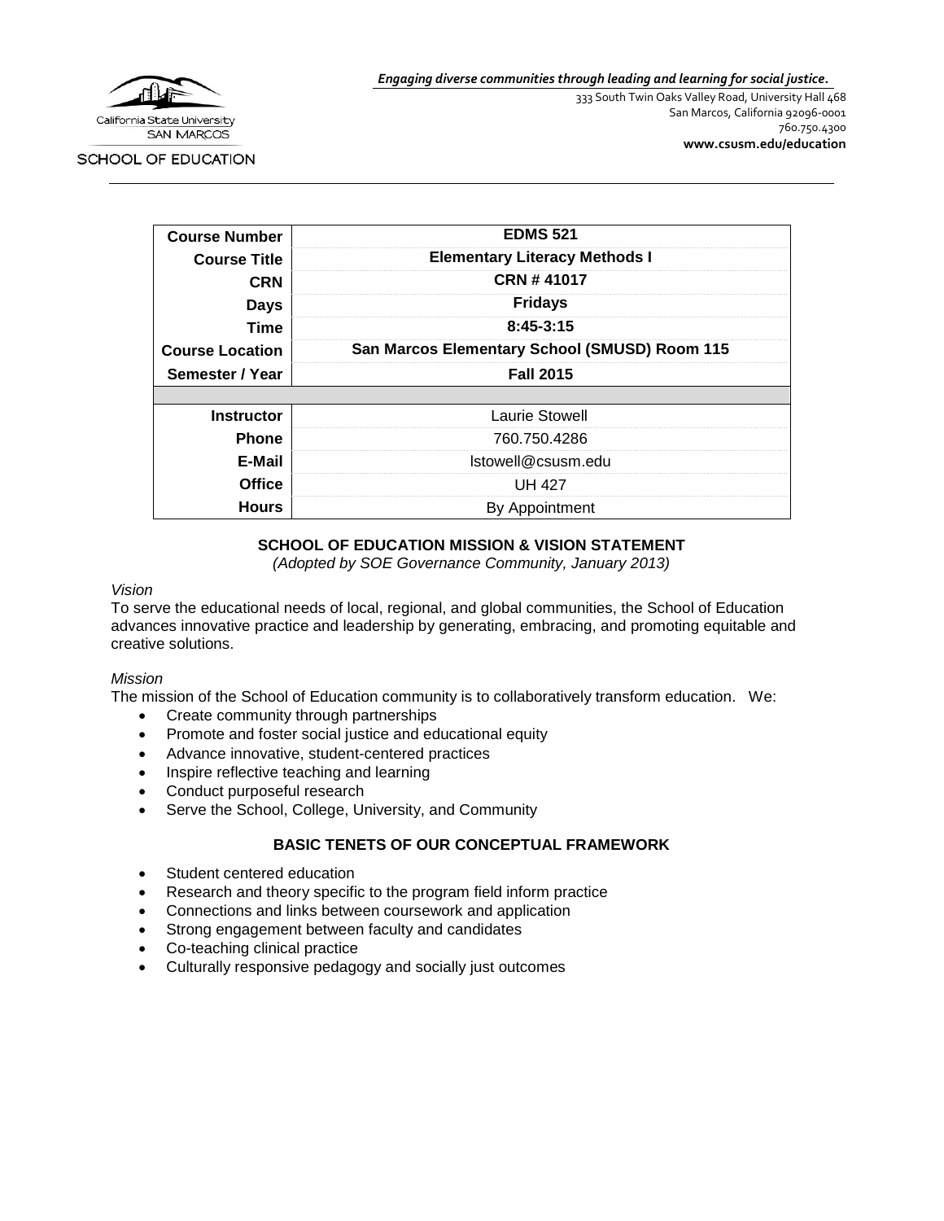*Engaging diverse communities through leading and learning for social justice.*

California State University SAN MARCOS

SCHOOL OF EDUCATION

333 South Twin Oaks Valley Road, University Hall 468
San Marcos, California 92096-0001
760.750.4300
**www.csusm.edu/education**

| | |
|---|---|
| **Course Number** | **EDMS 521** |
| **Course Title** | **Elementary Literacy Methods I** |
| **CRN** | **CRN # 41017** |
| **Days** | **Fridays** |
| **Time** | **8:45-3:15** |
| **Course Location** | **San Marcos Elementary School (SMUSD) Room 115** |
| **Semester / Year** | **Fall 2015** |
| | |
| **Instructor** | Laurie Stowell |
| **Phone** | 760.750.4286 |
| **E-Mail** | lstowell@csusm.edu |
| **Office** | UH 427 |
| **Hours** | By Appointment |

## SCHOOL OF EDUCATION MISSION & VISION STATEMENT

*(Adopted by SOE Governance Community, January 2013)*

*Vision*

To serve the educational needs of local, regional, and global communities, the School of Education advances innovative practice and leadership by generating, embracing, and promoting equitable and creative solutions.

*Mission*

The mission of the School of Education community is to collaboratively transform education. We:

- Create community through partnerships
- Promote and foster social justice and educational equity
- Advance innovative, student-centered practices
- Inspire reflective teaching and learning
- Conduct purposeful research
- Serve the School, College, University, and Community

## BASIC TENETS OF OUR CONCEPTUAL FRAMEWORK

- Student centered education
- Research and theory specific to the program field inform practice
- Connections and links between coursework and application
- Strong engagement between faculty and candidates
- Co-teaching clinical practice
- Culturally responsive pedagogy and socially just outcomes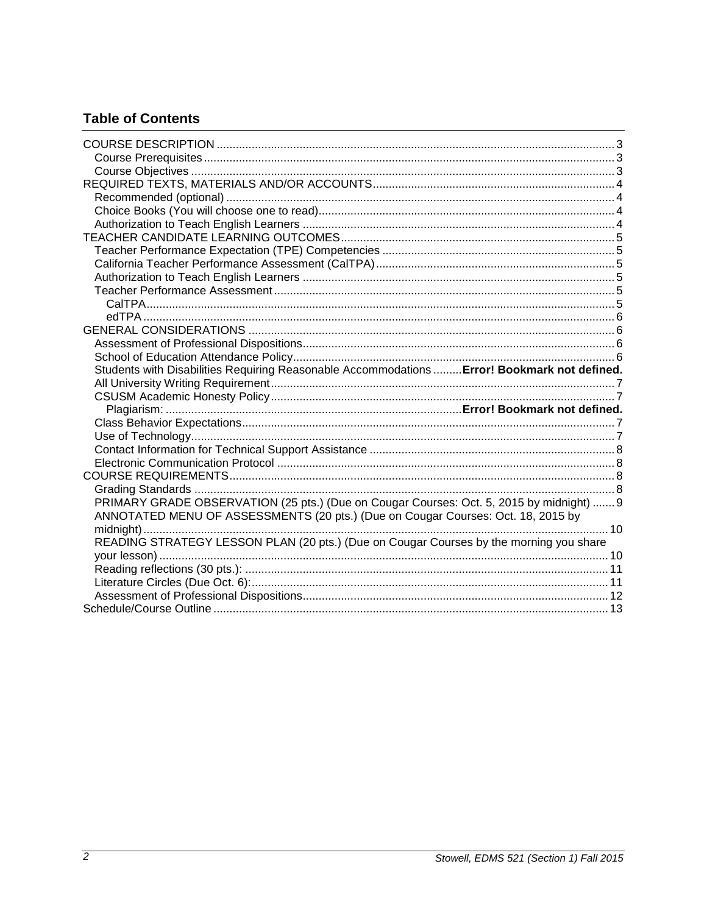## Table of Contents

COURSE DESCRIPTION ........ 3
- Course Prerequisites ........ 3
- Course Objectives ........ 3

REQUIRED TEXTS, MATERIALS AND/OR ACCOUNTS ........ 4
- Recommended (optional) ........ 4
- Choice Books (You will choose one to read) ........ 4
- Authorization to Teach English Learners ........ 4

TEACHER CANDIDATE LEARNING OUTCOMES ........ 5
- Teacher Performance Expectation (TPE) Competencies ........ 5
- California Teacher Performance Assessment (CalTPA) ........ 5
- Authorization to Teach English Learners ........ 5
- Teacher Performance Assessment ........ 5
  - CalTPA ........ 5
  - edTPA ........ 6

GENERAL CONSIDERATIONS ........ 6
- Assessment of Professional Dispositions ........ 6
- School of Education Attendance Policy ........ 6
- Students with Disabilities Requiring Reasonable Accommodations ........ **Error! Bookmark not defined.**
- All University Writing Requirement ........ 7
- CSUSM Academic Honesty Policy ........ 7
  - Plagiarism: ........ **Error! Bookmark not defined.**
- Class Behavior Expectations ........ 7
- Use of Technology ........ 7
- Contact Information for Technical Support Assistance ........ 8
- Electronic Communication Protocol ........ 8

COURSE REQUIREMENTS ........ 8
- Grading Standards ........ 8
- PRIMARY GRADE OBSERVATION (25 pts.) (Due on Cougar Courses: Oct. 5, 2015 by midnight) ........ 9
- ANNOTATED MENU OF ASSESSMENTS (20 pts.) (Due on Cougar Courses: Oct. 18, 2015 by midnight) ........ 10
- READING STRATEGY LESSON PLAN (20 pts.) (Due on Cougar Courses by the morning you share your lesson) ........ 10
- Reading reflections (30 pts.): ........ 11
- Literature Circles (Due Oct. 6): ........ 11
- Assessment of Professional Dispositions ........ 12

Schedule/Course Outline ........ 13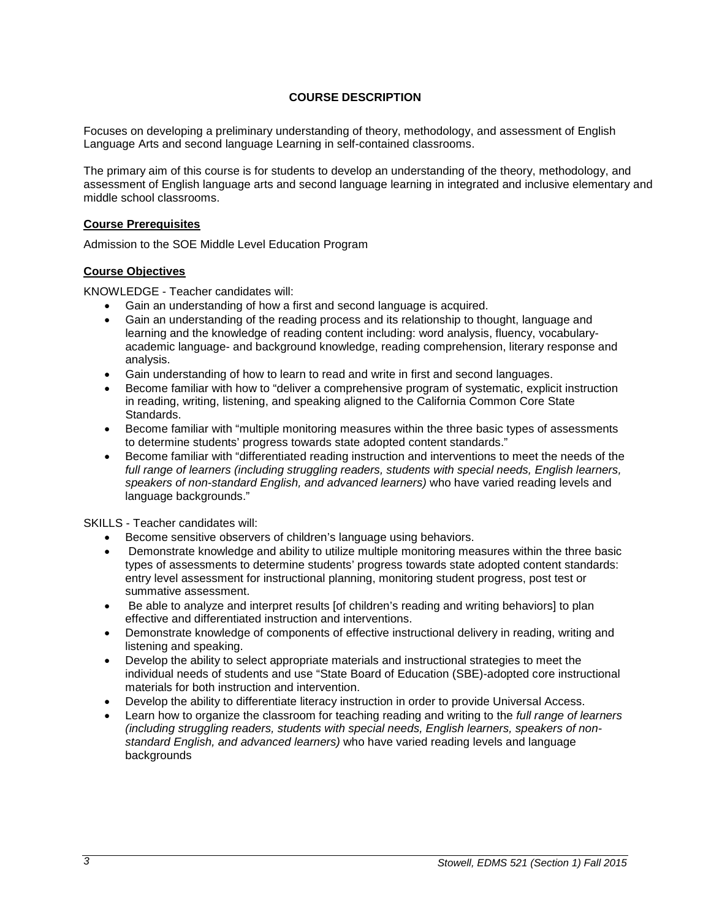## COURSE DESCRIPTION

Focuses on developing a preliminary understanding of theory, methodology, and assessment of English Language Arts and second language Learning in self-contained classrooms.

The primary aim of this course is for students to develop an understanding of the theory, methodology, and assessment of English language arts and second language learning in integrated and inclusive elementary and middle school classrooms.

### Course Prerequisites

Admission to the SOE Middle Level Education Program

### Course Objectives

KNOWLEDGE - Teacher candidates will:

- Gain an understanding of how a first and second language is acquired.
- Gain an understanding of the reading process and its relationship to thought, language and learning and the knowledge of reading content including: word analysis, fluency, vocabulary- academic language- and background knowledge, reading comprehension, literary response and analysis.
- Gain understanding of how to learn to read and write in first and second languages.
- Become familiar with how to "deliver a comprehensive program of systematic, explicit instruction in reading, writing, listening, and speaking aligned to the California Common Core State Standards.
- Become familiar with "multiple monitoring measures within the three basic types of assessments to determine students' progress towards state adopted content standards."
- Become familiar with "differentiated reading instruction and interventions to meet the needs of the *full range of learners (including struggling readers, students with special needs, English learners, speakers of non-standard English, and advanced learners)* who have varied reading levels and language backgrounds."

SKILLS - Teacher candidates will:

- Become sensitive observers of children's language using behaviors.
- Demonstrate knowledge and ability to utilize multiple monitoring measures within the three basic types of assessments to determine students' progress towards state adopted content standards: entry level assessment for instructional planning, monitoring student progress, post test or summative assessment.
- Be able to analyze and interpret results [of children's reading and writing behaviors] to plan effective and differentiated instruction and interventions.
- Demonstrate knowledge of components of effective instructional delivery in reading, writing and listening and speaking.
- Develop the ability to select appropriate materials and instructional strategies to meet the individual needs of students and use "State Board of Education (SBE)-adopted core instructional materials for both instruction and intervention.
- Develop the ability to differentiate literacy instruction in order to provide Universal Access.
- Learn how to organize the classroom for teaching reading and writing to the *full range of learners (including struggling readers, students with special needs, English learners, speakers of non-standard English, and advanced learners)* who have varied reading levels and language backgrounds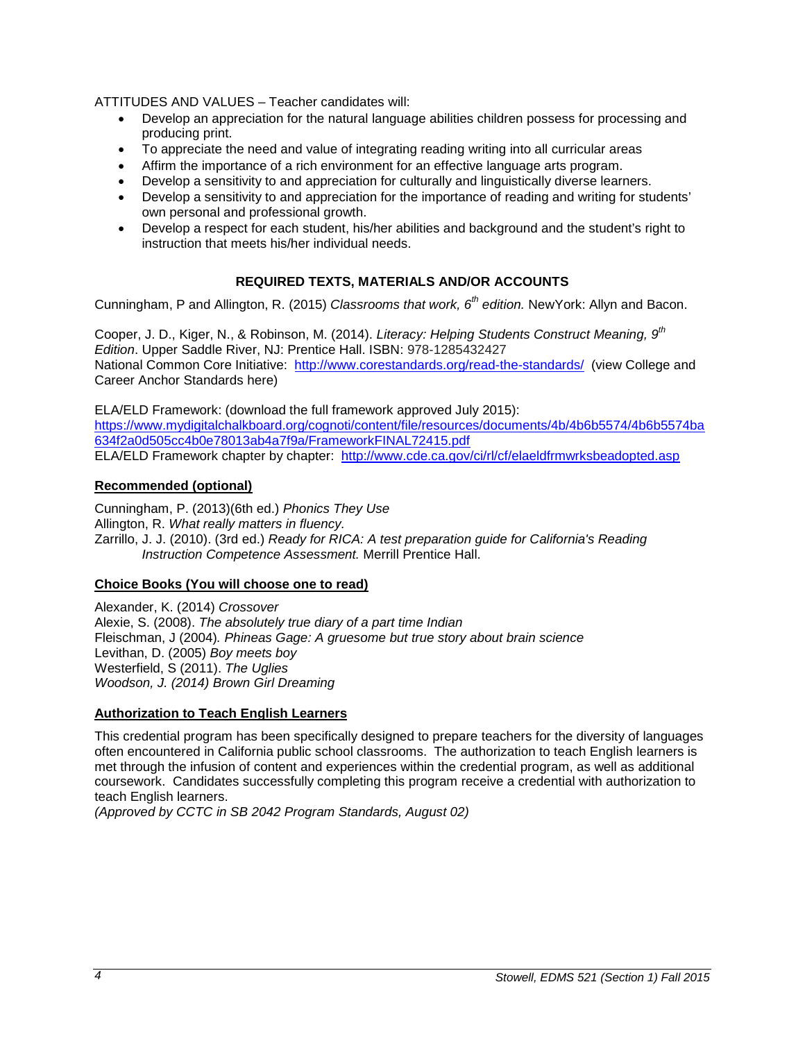ATTITUDES AND VALUES – Teacher candidates will:

- Develop an appreciation for the natural language abilities children possess for processing and producing print.
- To appreciate the need and value of integrating reading writing into all curricular areas
- Affirm the importance of a rich environment for an effective language arts program.
- Develop a sensitivity to and appreciation for culturally and linguistically diverse learners.
- Develop a sensitivity to and appreciation for the importance of reading and writing for students' own personal and professional growth.
- Develop a respect for each student, his/her abilities and background and the student's right to instruction that meets his/her individual needs.

## REQUIRED TEXTS, MATERIALS AND/OR ACCOUNTS

Cunningham, P and Allington, R. (2015) *Classrooms that work, 6th edition.* NewYork: Allyn and Bacon.

Cooper, J. D., Kiger, N., & Robinson, M. (2014). *Literacy: Helping Students Construct Meaning, 9th Edition*. Upper Saddle River, NJ: Prentice Hall. ISBN: 978-1285432427
National Common Core Initiative: http://www.corestandards.org/read-the-standards/ (view College and Career Anchor Standards here)

ELA/ELD Framework: (download the full framework approved July 2015):
https://www.mydigitalchalkboard.org/cognoti/content/file/resources/documents/4b/4b6b5574/4b6b5574ba634f2a0d505cc4b0e78013ab4a7f9a/FrameworkFINAL72415.pdf
ELA/ELD Framework chapter by chapter: http://www.cde.ca.gov/ci/rl/cf/elaeldfrmwrksbeadopted.asp

### Recommended (optional)

Cunningham, P. (2013)(6th ed.) *Phonics They Use*
Allington, R. *What really matters in fluency.*
Zarrillo, J. J. (2010). (3rd ed.) *Ready for RICA: A test preparation guide for California's Reading Instruction Competence Assessment.* Merrill Prentice Hall.

### Choice Books (You will choose one to read)

Alexander, K. (2014) *Crossover*
Alexie, S. (2008). *The absolutely true diary of a part time Indian*
Fleischman, J (2004). *Phineas Gage: A gruesome but true story about brain science*
Levithan, D. (2005) *Boy meets boy*
Westerfield, S (2011). *The Uglies*
*Woodson, J. (2014) Brown Girl Dreaming*

### Authorization to Teach English Learners

This credential program has been specifically designed to prepare teachers for the diversity of languages often encountered in California public school classrooms. The authorization to teach English learners is met through the infusion of content and experiences within the credential program, as well as additional coursework. Candidates successfully completing this program receive a credential with authorization to teach English learners.
*(Approved by CCTC in SB 2042 Program Standards, August 02)*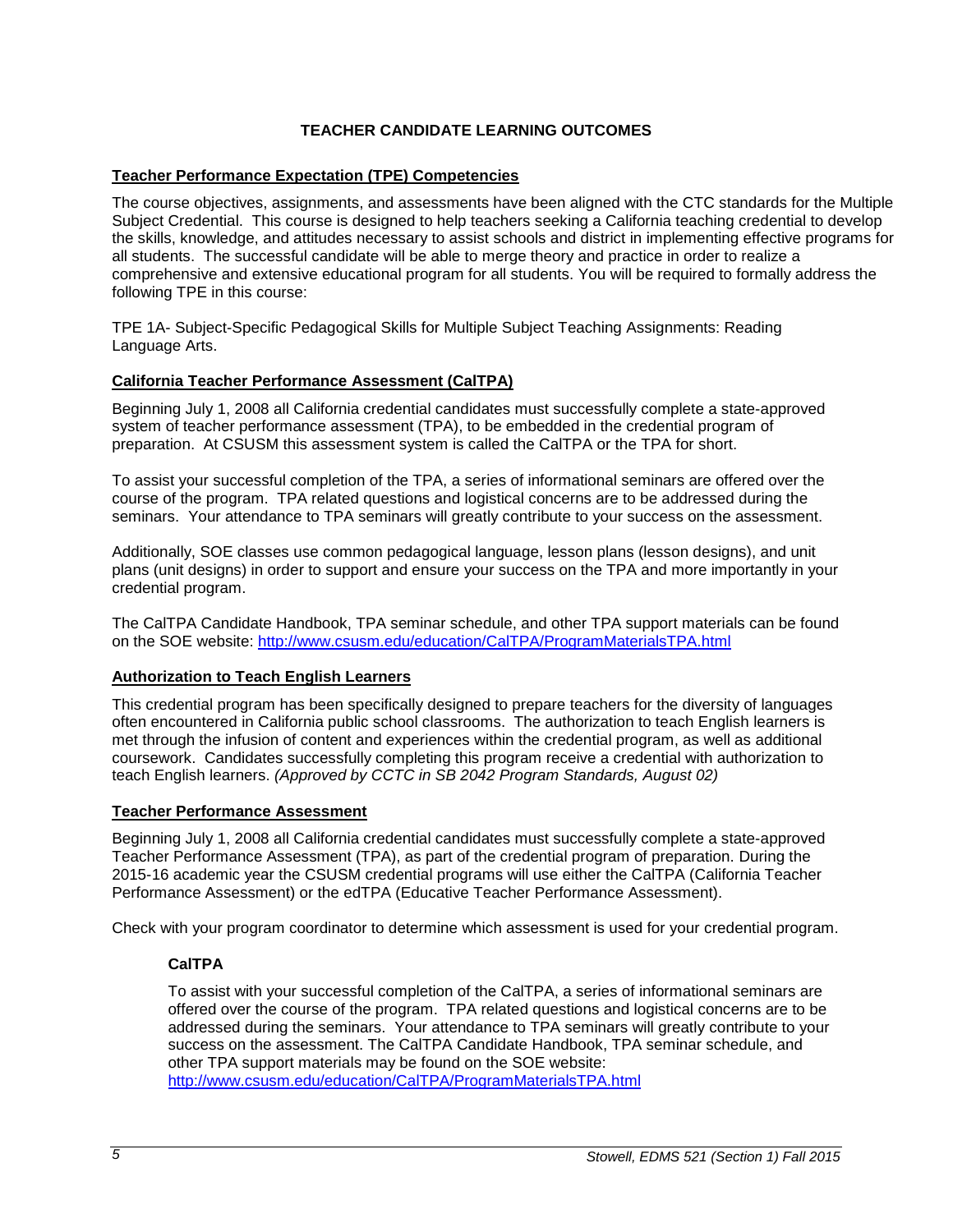## TEACHER CANDIDATE LEARNING OUTCOMES

### Teacher Performance Expectation (TPE) Competencies

The course objectives, assignments, and assessments have been aligned with the CTC standards for the Multiple Subject Credential. This course is designed to help teachers seeking a California teaching credential to develop the skills, knowledge, and attitudes necessary to assist schools and district in implementing effective programs for all students. The successful candidate will be able to merge theory and practice in order to realize a comprehensive and extensive educational program for all students. You will be required to formally address the following TPE in this course:

TPE 1A- Subject-Specific Pedagogical Skills for Multiple Subject Teaching Assignments: Reading Language Arts.

### California Teacher Performance Assessment (CalTPA)

Beginning July 1, 2008 all California credential candidates must successfully complete a state-approved system of teacher performance assessment (TPA), to be embedded in the credential program of preparation. At CSUSM this assessment system is called the CalTPA or the TPA for short.

To assist your successful completion of the TPA, a series of informational seminars are offered over the course of the program. TPA related questions and logistical concerns are to be addressed during the seminars. Your attendance to TPA seminars will greatly contribute to your success on the assessment.

Additionally, SOE classes use common pedagogical language, lesson plans (lesson designs), and unit plans (unit designs) in order to support and ensure your success on the TPA and more importantly in your credential program.

The CalTPA Candidate Handbook, TPA seminar schedule, and other TPA support materials can be found on the SOE website: http://www.csusm.edu/education/CalTPA/ProgramMaterialsTPA.html

### Authorization to Teach English Learners

This credential program has been specifically designed to prepare teachers for the diversity of languages often encountered in California public school classrooms. The authorization to teach English learners is met through the infusion of content and experiences within the credential program, as well as additional coursework. Candidates successfully completing this program receive a credential with authorization to teach English learners. *(Approved by CCTC in SB 2042 Program Standards, August 02)*

### Teacher Performance Assessment

Beginning July 1, 2008 all California credential candidates must successfully complete a state-approved Teacher Performance Assessment (TPA), as part of the credential program of preparation. During the 2015-16 academic year the CSUSM credential programs will use either the CalTPA (California Teacher Performance Assessment) or the edTPA (Educative Teacher Performance Assessment).

Check with your program coordinator to determine which assessment is used for your credential program.

#### CalTPA

To assist with your successful completion of the CalTPA, a series of informational seminars are offered over the course of the program. TPA related questions and logistical concerns are to be addressed during the seminars. Your attendance to TPA seminars will greatly contribute to your success on the assessment. The CalTPA Candidate Handbook, TPA seminar schedule, and other TPA support materials may be found on the SOE website:
http://www.csusm.edu/education/CalTPA/ProgramMaterialsTPA.html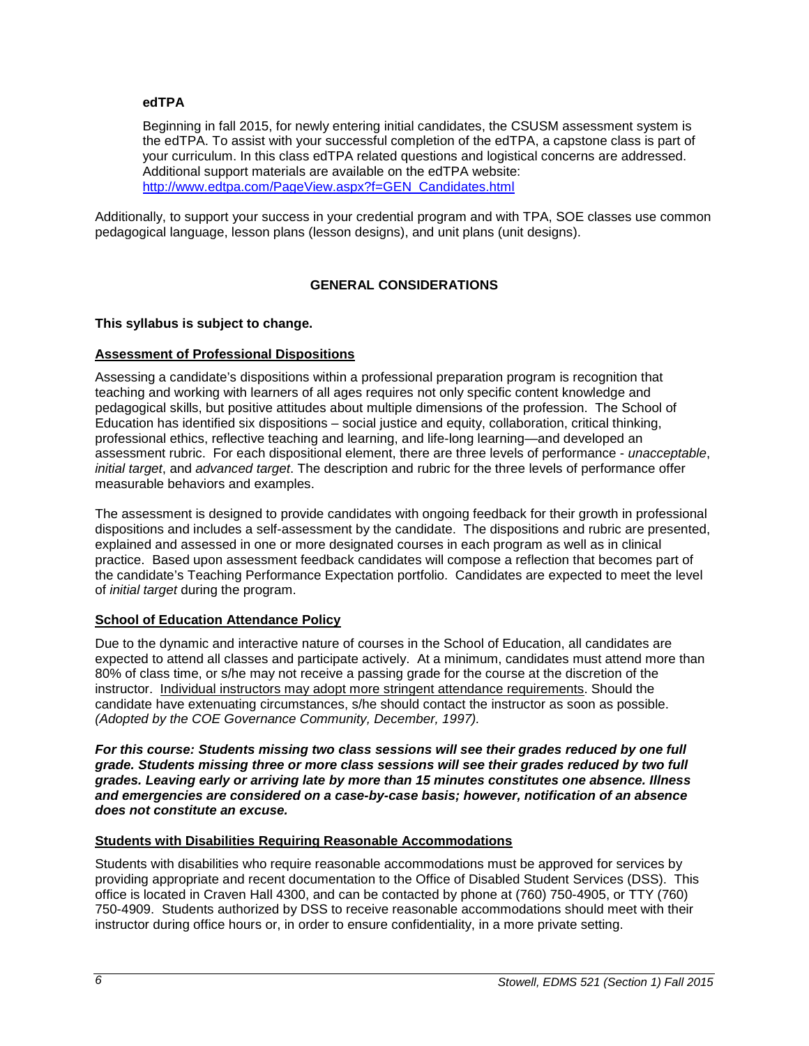**edTPA**

Beginning in fall 2015, for newly entering initial candidates, the CSUSM assessment system is the edTPA. To assist with your successful completion of the edTPA, a capstone class is part of your curriculum. In this class edTPA related questions and logistical concerns are addressed. Additional support materials are available on the edTPA website: http://www.edtpa.com/PageView.aspx?f=GEN_Candidates.html

Additionally, to support your success in your credential program and with TPA, SOE classes use common pedagogical language, lesson plans (lesson designs), and unit plans (unit designs).

## GENERAL CONSIDERATIONS

**This syllabus is subject to change.**

### Assessment of Professional Dispositions

Assessing a candidate's dispositions within a professional preparation program is recognition that teaching and working with learners of all ages requires not only specific content knowledge and pedagogical skills, but positive attitudes about multiple dimensions of the profession. The School of Education has identified six dispositions – social justice and equity, collaboration, critical thinking, professional ethics, reflective teaching and learning, and life-long learning—and developed an assessment rubric. For each dispositional element, there are three levels of performance - *unacceptable*, *initial target*, and *advanced target*. The description and rubric for the three levels of performance offer measurable behaviors and examples.

The assessment is designed to provide candidates with ongoing feedback for their growth in professional dispositions and includes a self-assessment by the candidate. The dispositions and rubric are presented, explained and assessed in one or more designated courses in each program as well as in clinical practice. Based upon assessment feedback candidates will compose a reflection that becomes part of the candidate's Teaching Performance Expectation portfolio. Candidates are expected to meet the level of *initial target* during the program.

### School of Education Attendance Policy

Due to the dynamic and interactive nature of courses in the School of Education, all candidates are expected to attend all classes and participate actively. At a minimum, candidates must attend more than 80% of class time, or s/he may not receive a passing grade for the course at the discretion of the instructor. Individual instructors may adopt more stringent attendance requirements. Should the candidate have extenuating circumstances, s/he should contact the instructor as soon as possible. *(Adopted by the COE Governance Community, December, 1997).*

***For this course: Students missing two class sessions will see their grades reduced by one full grade. Students missing three or more class sessions will see their grades reduced by two full grades. Leaving early or arriving late by more than 15 minutes constitutes one absence. Illness and emergencies are considered on a case-by-case basis; however, notification of an absence does not constitute an excuse.***

### Students with Disabilities Requiring Reasonable Accommodations

Students with disabilities who require reasonable accommodations must be approved for services by providing appropriate and recent documentation to the Office of Disabled Student Services (DSS). This office is located in Craven Hall 4300, and can be contacted by phone at (760) 750-4905, or TTY (760) 750-4909. Students authorized by DSS to receive reasonable accommodations should meet with their instructor during office hours or, in order to ensure confidentiality, in a more private setting.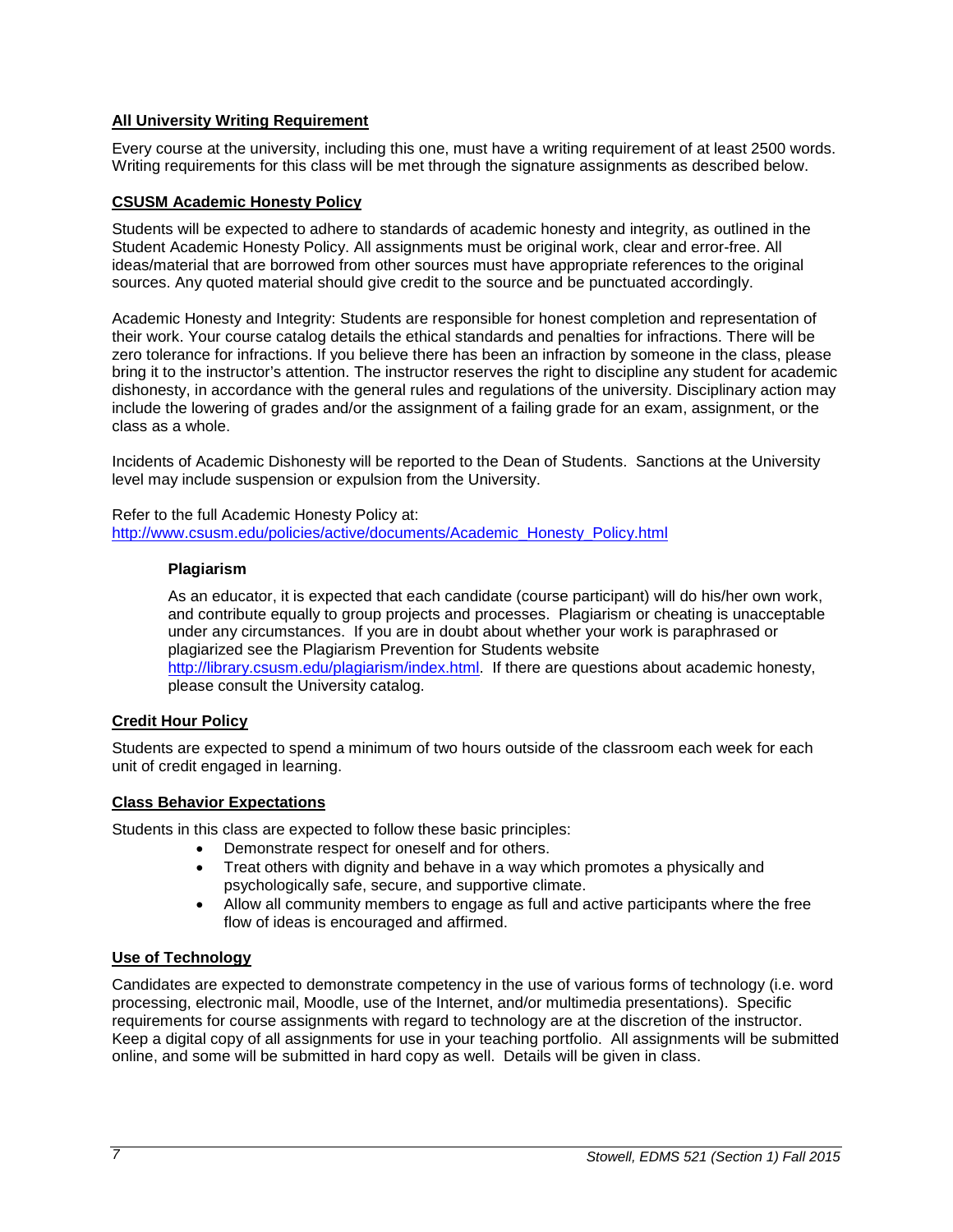## All University Writing Requirement

Every course at the university, including this one, must have a writing requirement of at least 2500 words. Writing requirements for this class will be met through the signature assignments as described below.

## CSUSM Academic Honesty Policy

Students will be expected to adhere to standards of academic honesty and integrity, as outlined in the Student Academic Honesty Policy. All assignments must be original work, clear and error-free. All ideas/material that are borrowed from other sources must have appropriate references to the original sources. Any quoted material should give credit to the source and be punctuated accordingly.

Academic Honesty and Integrity: Students are responsible for honest completion and representation of their work. Your course catalog details the ethical standards and penalties for infractions. There will be zero tolerance for infractions. If you believe there has been an infraction by someone in the class, please bring it to the instructor's attention. The instructor reserves the right to discipline any student for academic dishonesty, in accordance with the general rules and regulations of the university. Disciplinary action may include the lowering of grades and/or the assignment of a failing grade for an exam, assignment, or the class as a whole.

Incidents of Academic Dishonesty will be reported to the Dean of Students. Sanctions at the University level may include suspension or expulsion from the University.

Refer to the full Academic Honesty Policy at:
http://www.csusm.edu/policies/active/documents/Academic_Honesty_Policy.html

### Plagiarism

As an educator, it is expected that each candidate (course participant) will do his/her own work, and contribute equally to group projects and processes. Plagiarism or cheating is unacceptable under any circumstances. If you are in doubt about whether your work is paraphrased or plagiarized see the Plagiarism Prevention for Students website http://library.csusm.edu/plagiarism/index.html. If there are questions about academic honesty, please consult the University catalog.

## Credit Hour Policy

Students are expected to spend a minimum of two hours outside of the classroom each week for each unit of credit engaged in learning.

## Class Behavior Expectations

Students in this class are expected to follow these basic principles:

- Demonstrate respect for oneself and for others.
- Treat others with dignity and behave in a way which promotes a physically and psychologically safe, secure, and supportive climate.
- Allow all community members to engage as full and active participants where the free flow of ideas is encouraged and affirmed.

## Use of Technology

Candidates are expected to demonstrate competency in the use of various forms of technology (i.e. word processing, electronic mail, Moodle, use of the Internet, and/or multimedia presentations). Specific requirements for course assignments with regard to technology are at the discretion of the instructor. Keep a digital copy of all assignments for use in your teaching portfolio. All assignments will be submitted online, and some will be submitted in hard copy as well. Details will be given in class.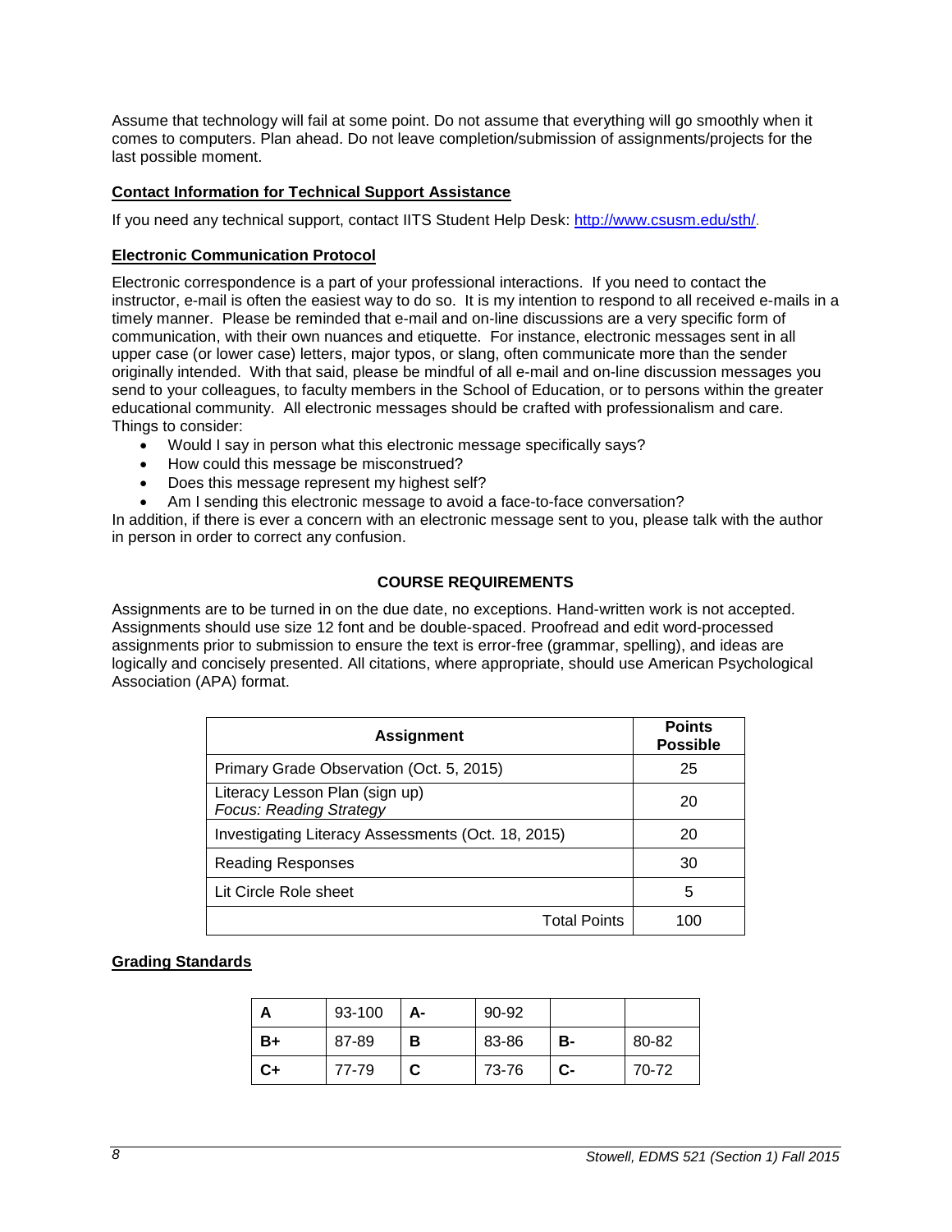Assume that technology will fail at some point. Do not assume that everything will go smoothly when it comes to computers. Plan ahead. Do not leave completion/submission of assignments/projects for the last possible moment.

### Contact Information for Technical Support Assistance

If you need any technical support, contact IITS Student Help Desk: http://www.csusm.edu/sth/.

### Electronic Communication Protocol

Electronic correspondence is a part of your professional interactions. If you need to contact the instructor, e-mail is often the easiest way to do so. It is my intention to respond to all received e-mails in a timely manner. Please be reminded that e-mail and on-line discussions are a very specific form of communication, with their own nuances and etiquette. For instance, electronic messages sent in all upper case (or lower case) letters, major typos, or slang, often communicate more than the sender originally intended. With that said, please be mindful of all e-mail and on-line discussion messages you send to your colleagues, to faculty members in the School of Education, or to persons within the greater educational community. All electronic messages should be crafted with professionalism and care.
Things to consider:

- Would I say in person what this electronic message specifically says?
- How could this message be misconstrued?
- Does this message represent my highest self?
- Am I sending this electronic message to avoid a face-to-face conversation?

In addition, if there is ever a concern with an electronic message sent to you, please talk with the author in person in order to correct any confusion.

## COURSE REQUIREMENTS

Assignments are to be turned in on the due date, no exceptions. Hand-written work is not accepted. Assignments should use size 12 font and be double-spaced. Proofread and edit word-processed assignments prior to submission to ensure the text is error-free (grammar, spelling), and ideas are logically and concisely presented. All citations, where appropriate, should use American Psychological Association (APA) format.

| Assignment | Points Possible |
|---|---|
| Primary Grade Observation (Oct. 5, 2015) | 25 |
| Literacy Lesson Plan (sign up) *Focus: Reading Strategy* | 20 |
| Investigating Literacy Assessments (Oct. 18, 2015) | 20 |
| Reading Responses | 30 |
| Lit Circle Role sheet | 5 |
| Total Points | 100 |

### Grading Standards

| A | 93-100 | A- | 90-92 | | |
|---|---|---|---|---|---|
| B+ | 87-89 | B | 83-86 | B- | 80-82 |
| C+ | 77-79 | C | 73-76 | C- | 70-72 |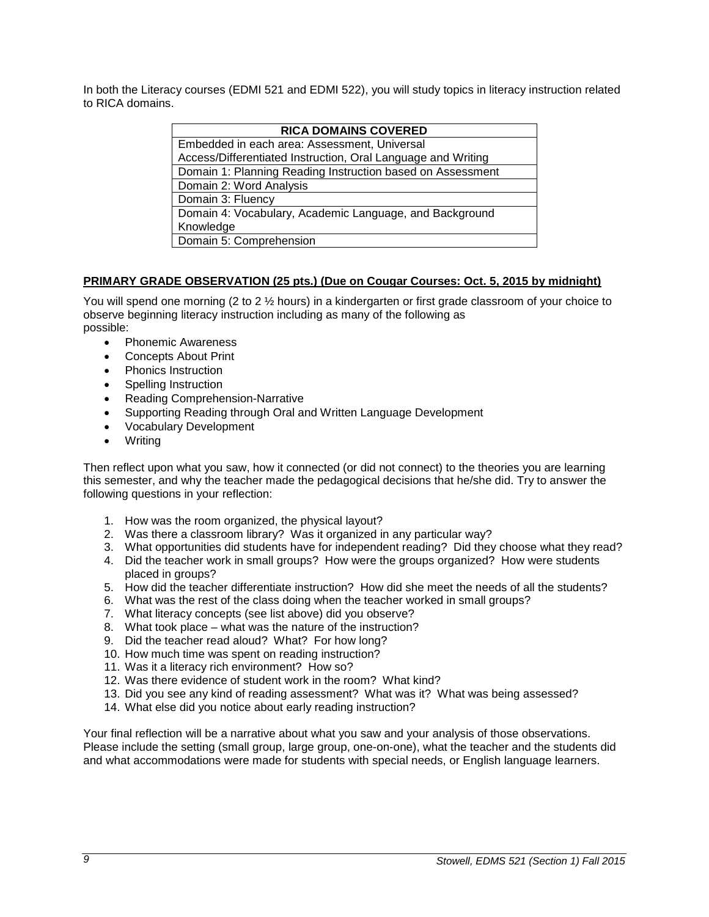In both the Literacy courses (EDMI 521 and EDMI 522), you will study topics in literacy instruction related to RICA domains.

| RICA DOMAINS COVERED |
| --- |
| Embedded in each area: Assessment, Universal Access/Differentiated Instruction, Oral Language and Writing |
| Domain 1: Planning Reading Instruction based on Assessment |
| Domain 2: Word Analysis |
| Domain 3: Fluency |
| Domain 4: Vocabulary, Academic Language, and Background Knowledge |
| Domain 5: Comprehension |

**PRIMARY GRADE OBSERVATION (25 pts.) (Due on Cougar Courses: Oct. 5, 2015 by midnight)**

You will spend one morning (2 to 2 ½ hours) in a kindergarten or first grade classroom of your choice to observe beginning literacy instruction including as many of the following as possible:

- Phonemic Awareness
- Concepts About Print
- Phonics Instruction
- Spelling Instruction
- Reading Comprehension-Narrative
- Supporting Reading through Oral and Written Language Development
- Vocabulary Development
- Writing

Then reflect upon what you saw, how it connected (or did not connect) to the theories you are learning this semester, and why the teacher made the pedagogical decisions that he/she did. Try to answer the following questions in your reflection:

1. How was the room organized, the physical layout?
2. Was there a classroom library? Was it organized in any particular way?
3. What opportunities did students have for independent reading? Did they choose what they read?
4. Did the teacher work in small groups? How were the groups organized? How were students placed in groups?
5. How did the teacher differentiate instruction? How did she meet the needs of all the students?
6. What was the rest of the class doing when the teacher worked in small groups?
7. What literacy concepts (see list above) did you observe?
8. What took place – what was the nature of the instruction?
9. Did the teacher read aloud? What? For how long?
10. How much time was spent on reading instruction?
11. Was it a literacy rich environment? How so?
12. Was there evidence of student work in the room? What kind?
13. Did you see any kind of reading assessment? What was it? What was being assessed?
14. What else did you notice about early reading instruction?

Your final reflection will be a narrative about what you saw and your analysis of those observations. Please include the setting (small group, large group, one-on-one), what the teacher and the students did and what accommodations were made for students with special needs, or English language learners.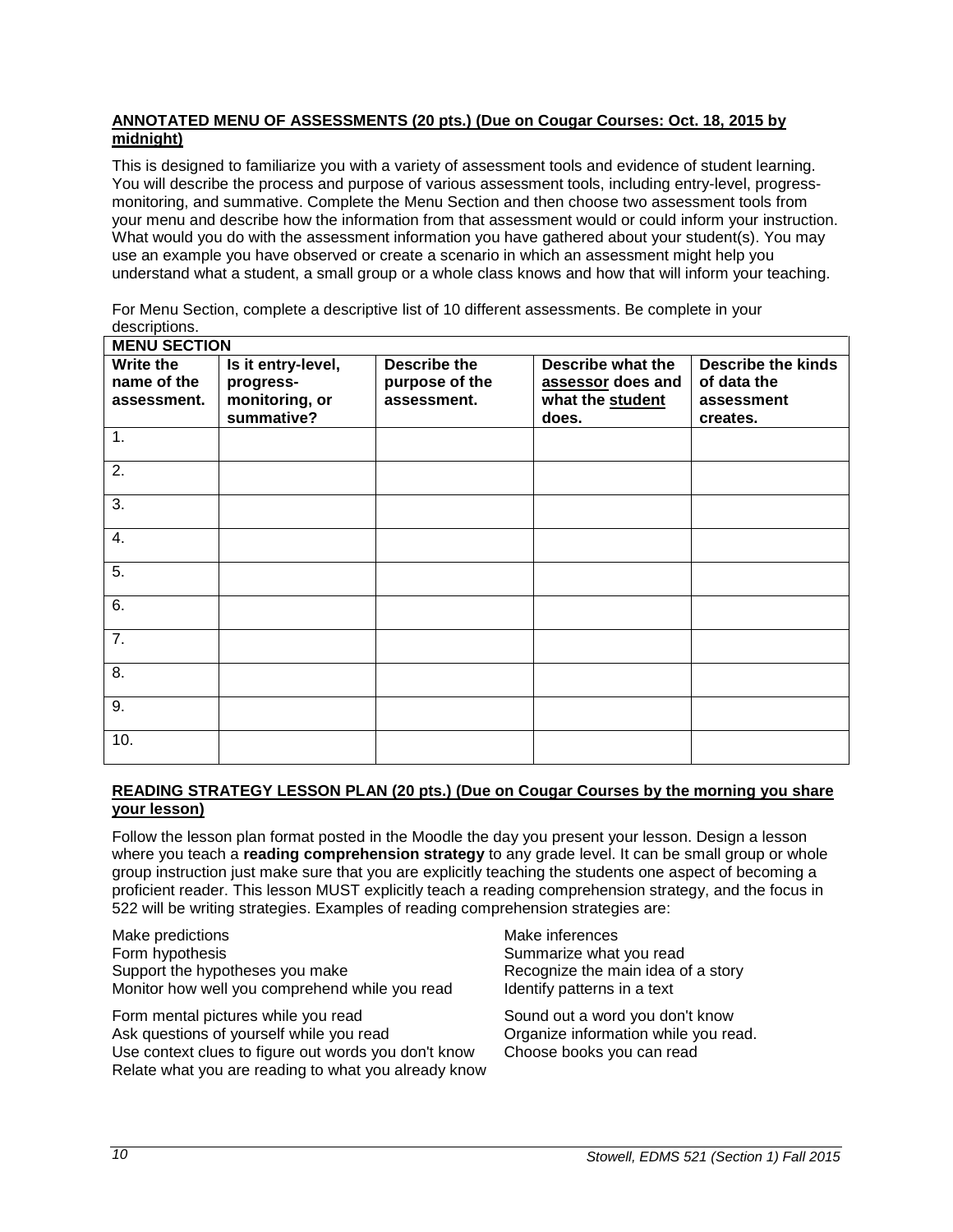**ANNOTATED MENU OF ASSESSMENTS (20 pts.) (Due on Cougar Courses: Oct. 18, 2015 by midnight)**

This is designed to familiarize you with a variety of assessment tools and evidence of student learning. You will describe the process and purpose of various assessment tools, including entry-level, progress-monitoring, and summative. Complete the Menu Section and then choose two assessment tools from your menu and describe how the information from that assessment would or could inform your instruction. What would you do with the assessment information you have gathered about your student(s). You may use an example you have observed or create a scenario in which an assessment might help you understand what a student, a small group or a whole class knows and how that will inform your teaching.

For Menu Section, complete a descriptive list of 10 different assessments. Be complete in your descriptions.

| **MENU SECTION** | | | | |
|---|---|---|---|---|
| **Write the name of the assessment.** | **Is it entry-level, progress-monitoring, or summative?** | **Describe the purpose of the assessment.** | **Describe what the assessor does and what the student does.** | **Describe the kinds of data the assessment creates.** |
| 1. | | | | |
| 2. | | | | |
| 3. | | | | |
| 4. | | | | |
| 5. | | | | |
| 6. | | | | |
| 7. | | | | |
| 8. | | | | |
| 9. | | | | |
| 10. | | | | |

**READING STRATEGY LESSON PLAN (20 pts.) (Due on Cougar Courses by the morning you share your lesson)**

Follow the lesson plan format posted in the Moodle the day you present your lesson. Design a lesson where you teach a **reading comprehension strategy** to any grade level. It can be small group or whole group instruction just make sure that you are explicitly teaching the students one aspect of becoming a proficient reader. This lesson MUST explicitly teach a reading comprehension strategy, and the focus in 522 will be writing strategies. Examples of reading comprehension strategies are:

Make predictions
Form hypothesis
Support the hypotheses you make
Monitor how well you comprehend while you read

Form mental pictures while you read
Ask questions of yourself while you read
Use context clues to figure out words you don't know
Relate what you are reading to what you already know

Make inferences
Summarize what you read
Recognize the main idea of a story
Identify patterns in a text

Sound out a word you don't know
Organize information while you read.
Choose books you can read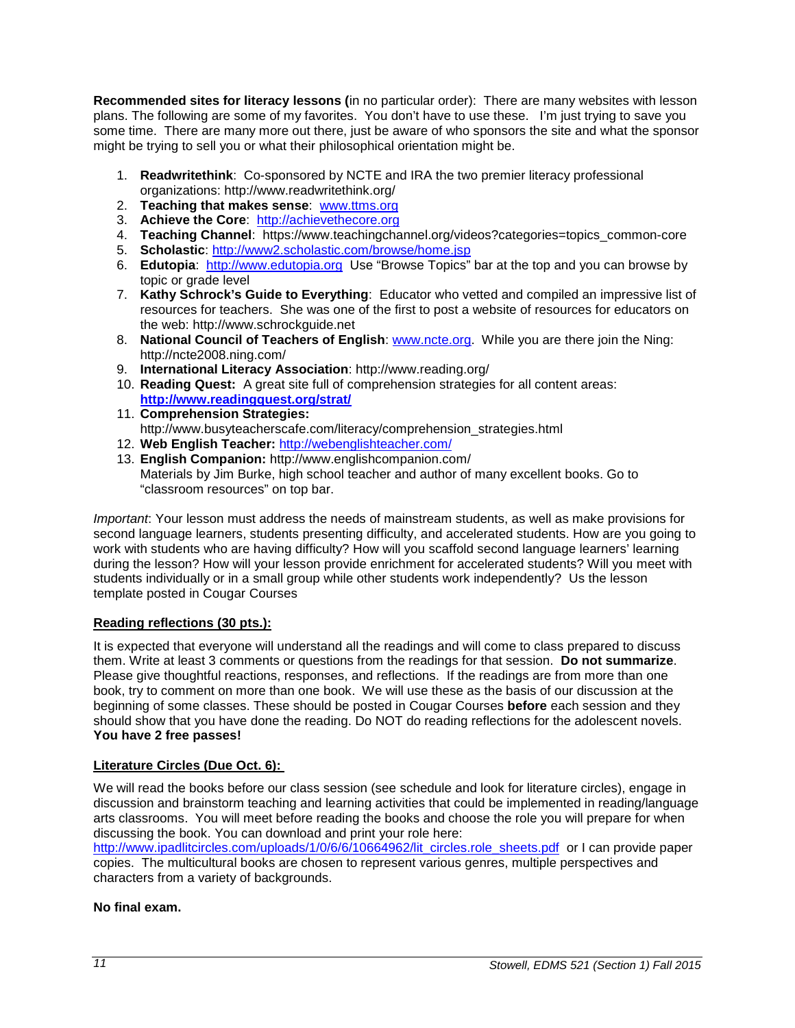**Recommended sites for literacy lessons (**in no particular order): There are many websites with lesson plans. The following are some of my favorites. You don't have to use these. I'm just trying to save you some time. There are many more out there, just be aware of who sponsors the site and what the sponsor might be trying to sell you or what their philosophical orientation might be.

1. **Readwritethink**: Co-sponsored by NCTE and IRA the two premier literacy professional organizations: http://www.readwritethink.org/
2. **Teaching that makes sense**: www.ttms.org
3. **Achieve the Core**: http://achievethecore.org
4. **Teaching Channel**: https://www.teachingchannel.org/videos?categories=topics_common-core
5. **Scholastic**: http://www2.scholastic.com/browse/home.jsp
6. **Edutopia**: http://www.edutopia.org Use "Browse Topics" bar at the top and you can browse by topic or grade level
7. **Kathy Schrock's Guide to Everything**: Educator who vetted and compiled an impressive list of resources for teachers. She was one of the first to post a website of resources for educators on the web: http://www.schrockguide.net
8. **National Council of Teachers of English**: www.ncte.org. While you are there join the Ning: http://ncte2008.ning.com/
9. **International Literacy Association**: http://www.reading.org/
10. **Reading Quest:** A great site full of comprehension strategies for all content areas: **http://www.readingquest.org/strat/**
11. **Comprehension Strategies:** http://www.busyteacherscafe.com/literacy/comprehension_strategies.html
12. **Web English Teacher:** http://webenglishteacher.com/
13. **English Companion:** http://www.englishcompanion.com/
    Materials by Jim Burke, high school teacher and author of many excellent books. Go to "classroom resources" on top bar.

*Important*: Your lesson must address the needs of mainstream students, as well as make provisions for second language learners, students presenting difficulty, and accelerated students. How are you going to work with students who are having difficulty? How will you scaffold second language learners' learning during the lesson? How will your lesson provide enrichment for accelerated students? Will you meet with students individually or in a small group while other students work independently? Us the lesson template posted in Cougar Courses

**Reading reflections (30 pts.):**

It is expected that everyone will understand all the readings and will come to class prepared to discuss them. Write at least 3 comments or questions from the readings for that session. **Do not summarize**. Please give thoughtful reactions, responses, and reflections. If the readings are from more than one book, try to comment on more than one book. We will use these as the basis of our discussion at the beginning of some classes. These should be posted in Cougar Courses **before** each session and they should show that you have done the reading. Do NOT do reading reflections for the adolescent novels. **You have 2 free passes!**

**Literature Circles (Due Oct. 6):**

We will read the books before our class session (see schedule and look for literature circles), engage in discussion and brainstorm teaching and learning activities that could be implemented in reading/language arts classrooms. You will meet before reading the books and choose the role you will prepare for when discussing the book. You can download and print your role here: http://www.ipadlitcircles.com/uploads/1/0/6/6/10664962/lit_circles.role_sheets.pdf or I can provide paper copies. The multicultural books are chosen to represent various genres, multiple perspectives and characters from a variety of backgrounds.

**No final exam.**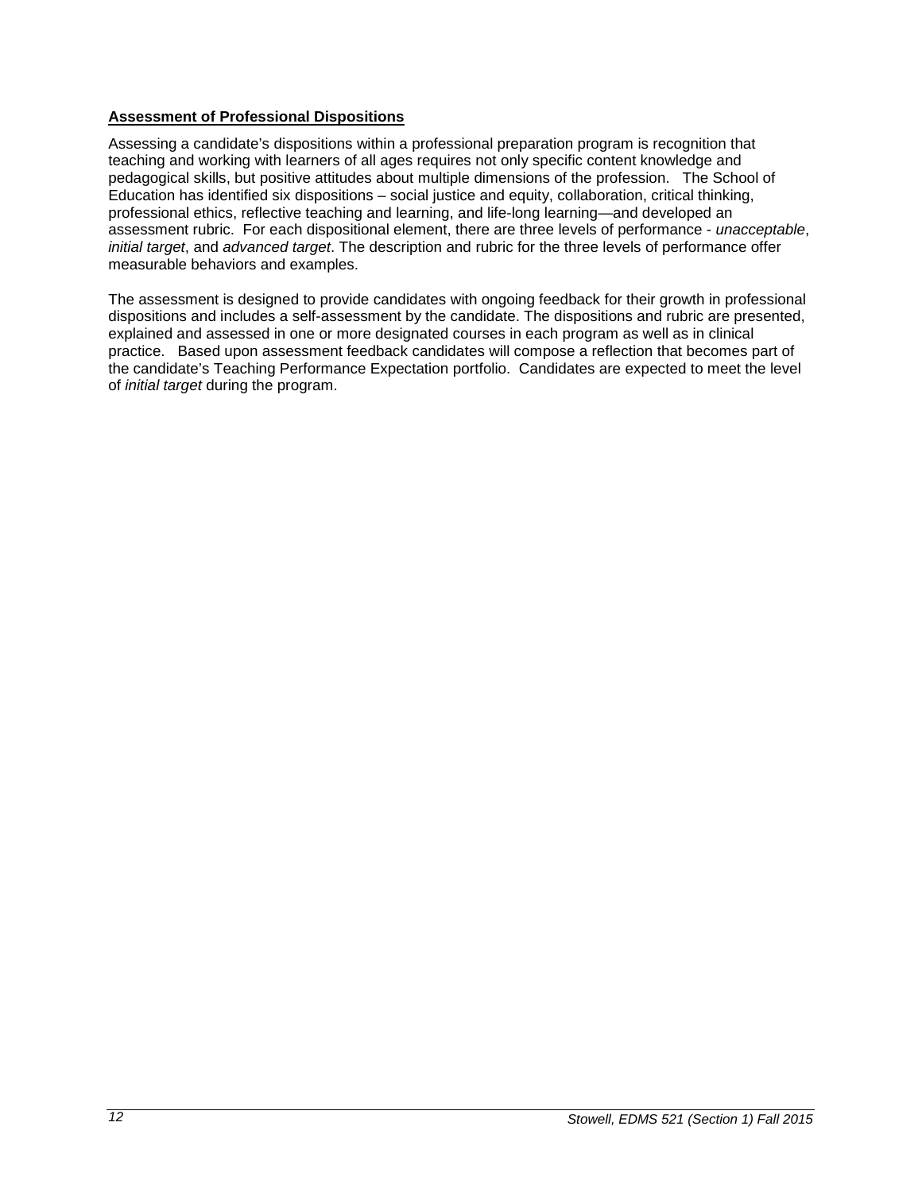**Assessment of Professional Dispositions**

Assessing a candidate's dispositions within a professional preparation program is recognition that teaching and working with learners of all ages requires not only specific content knowledge and pedagogical skills, but positive attitudes about multiple dimensions of the profession. The School of Education has identified six dispositions – social justice and equity, collaboration, critical thinking, professional ethics, reflective teaching and learning, and life-long learning—and developed an assessment rubric. For each dispositional element, there are three levels of performance - *unacceptable*, *initial target*, and *advanced target*. The description and rubric for the three levels of performance offer measurable behaviors and examples.

The assessment is designed to provide candidates with ongoing feedback for their growth in professional dispositions and includes a self-assessment by the candidate. The dispositions and rubric are presented, explained and assessed in one or more designated courses in each program as well as in clinical practice. Based upon assessment feedback candidates will compose a reflection that becomes part of the candidate's Teaching Performance Expectation portfolio. Candidates are expected to meet the level of *initial target* during the program.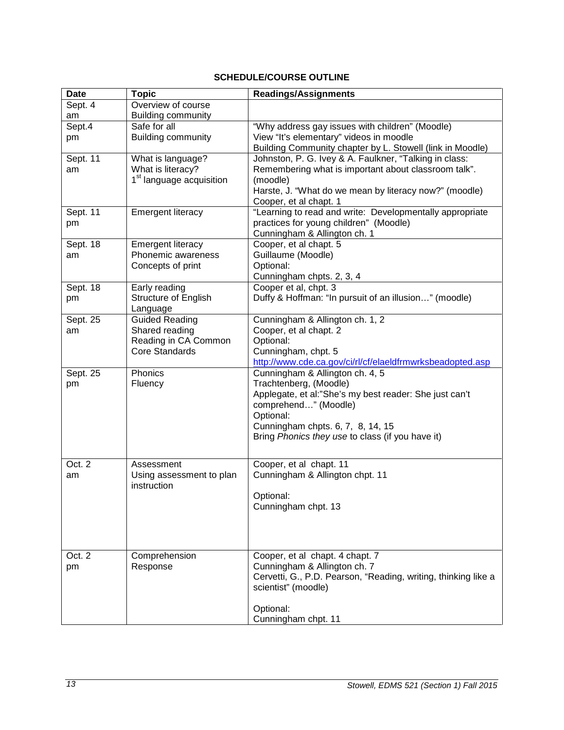## SCHEDULE/COURSE OUTLINE

| Date | Topic | Readings/Assignments |
|---|---|---|
| Sept. 4 am | Overview of course<br>Building community | |
| Sept.4 pm | Safe for all<br>Building community | "Why address gay issues with children" (Moodle)<br>View "It's elementary" videos in moodle<br>Building Community chapter by L. Stowell (link in Moodle) |
| Sept. 11 am | What is language?<br>What is literacy?<br>1st language acquisition | Johnston, P. G. Ivey & A. Faulkner, "Talking in class: Remembering what is important about classroom talk". (moodle)<br>Harste, J. "What do we mean by literacy now?" (moodle)<br>Cooper, et al chapt. 1 |
| Sept. 11 pm | Emergent literacy | "Learning to read and write: Developmentally appropriate practices for young children" (Moodle)<br>Cunningham & Allington ch. 1 |
| Sept. 18 am | Emergent literacy<br>Phonemic awareness<br>Concepts of print | Cooper, et al chapt. 5<br>Guillaume (Moodle)<br>Optional:<br>Cunningham chpts. 2, 3, 4 |
| Sept. 18 pm | Early reading<br>Structure of English Language | Cooper et al, chpt. 3<br>Duffy & Hoffman: "In pursuit of an illusion…" (moodle) |
| Sept. 25 am | Guided Reading<br>Shared reading<br>Reading in CA Common Core Standards | Cunningham & Allington ch. 1, 2<br>Cooper, et al chapt. 2<br>Optional:<br>Cunningham, chpt. 5<br>http://www.cde.ca.gov/ci/rl/cf/elaeldfrmwrksbeadopted.asp |
| Sept. 25 pm | Phonics<br>Fluency | Cunningham & Allington ch. 4, 5<br>Trachtenberg, (Moodle)<br>Applegate, et al:"She's my best reader: She just can't comprehend…" (Moodle)<br>Optional:<br>Cunningham chpts. 6, 7, 8, 14, 15<br>Bring *Phonics they use* to class (if you have it) |
| Oct. 2 am | Assessment<br>Using assessment to plan instruction | Cooper, et al chapt. 11<br>Cunningham & Allington chpt. 11<br><br>Optional:<br>Cunningham chpt. 13 |
| Oct. 2 pm | Comprehension<br>Response | Cooper, et al chapt. 4 chapt. 7<br>Cunningham & Allington ch. 7<br>Cervetti, G., P.D. Pearson, "Reading, writing, thinking like a scientist" (moodle)<br><br>Optional:<br>Cunningham chpt. 11 |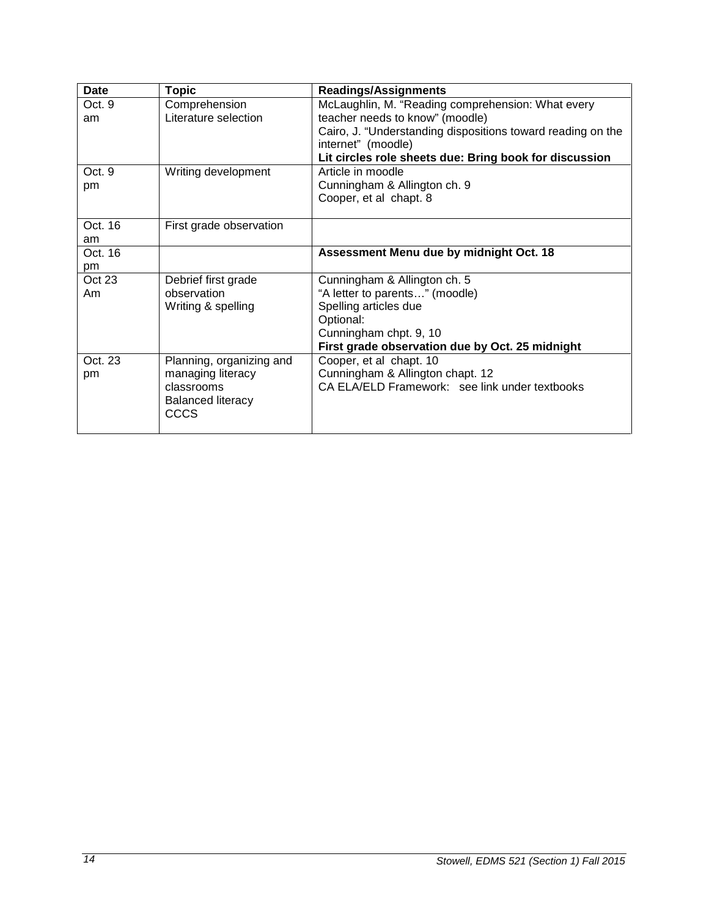| Date | Topic | Readings/Assignments |
|---|---|---|
| Oct. 9 am | Comprehension<br>Literature selection | McLaughlin, M. "Reading comprehension: What every teacher needs to know" (moodle)<br>Cairo, J. "Understanding dispositions toward reading on the internet" (moodle)<br>**Lit circles role sheets due: Bring book for discussion** |
| Oct. 9 pm | Writing development | Article in moodle<br>Cunningham & Allington ch. 9<br>Cooper, et al chapt. 8 |
| Oct. 16 am | First grade observation | |
| Oct. 16 pm | | **Assessment Menu due by midnight Oct. 18** |
| Oct 23 Am | Debrief first grade observation<br>Writing & spelling | Cunningham & Allington ch. 5<br>"A letter to parents…" (moodle)<br>Spelling articles due<br>Optional:<br>Cunningham chpt. 9, 10<br>**First grade observation due by Oct. 25 midnight** |
| Oct. 23 pm | Planning, organizing and managing literacy classrooms<br>Balanced literacy<br>CCCS | Cooper, et al chapt. 10<br>Cunningham & Allington chapt. 12<br>CA ELA/ELD Framework: see link under textbooks |